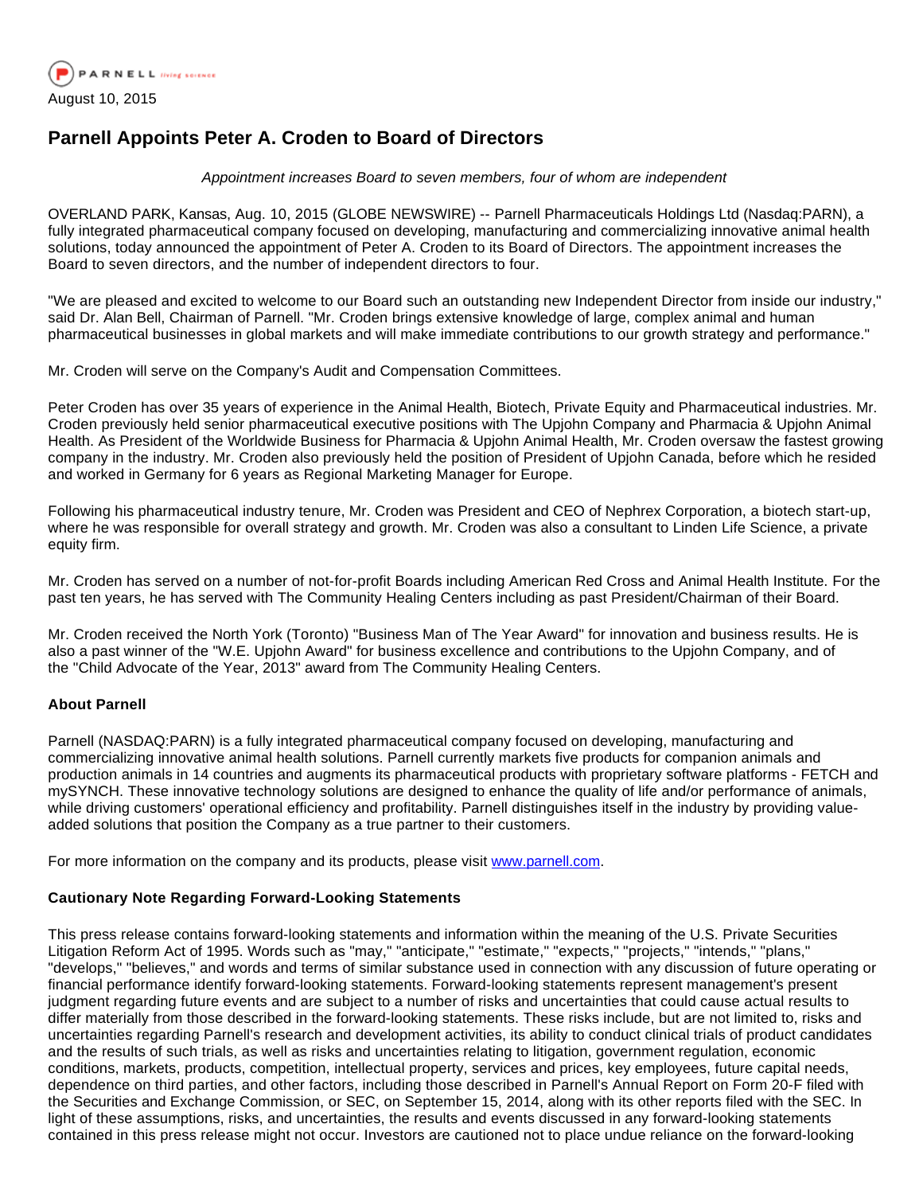PARNELL living science

August 10, 2015

# Parnell Appoints Peter A. Croden to Board of Directors

*Appointment increases Board to seven members, four of whom are independent*

OVERLAND PARK, Kansas, Aug. 10, 2015 (GLOBE NEWSWIRE) -- Parnell Pharmaceuticals Holdings Ltd (Nasdaq:PARN), a fully integrated pharmaceutical company focused on developing, manufacturing and commercializing innovative animal health solutions, today announced the appointment of Peter A. Croden to its Board of Directors. The appointment increases the Board to seven directors, and the number of independent directors to four.

"We are pleased and excited to welcome to our Board such an outstanding new Independent Director from inside our industry," said Dr. Alan Bell, Chairman of Parnell. "Mr. Croden brings extensive knowledge of large, complex animal and human pharmaceutical businesses in global markets and will make immediate contributions to our growth strategy and performance."

Mr. Croden will serve on the Company's Audit and Compensation Committees.

Peter Croden has over 35 years of experience in the Animal Health, Biotech, Private Equity and Pharmaceutical industries. Mr. Croden previously held senior pharmaceutical executive positions with The Upjohn Company and Pharmacia & Upjohn Animal Health. As President of the Worldwide Business for Pharmacia & Upjohn Animal Health, Mr. Croden oversaw the fastest growing company in the industry. Mr. Croden also previously held the position of President of Upjohn Canada, before which he resided and worked in Germany for 6 years as Regional Marketing Manager for Europe.

Following his pharmaceutical industry tenure, Mr. Croden was President and CEO of Nephrex Corporation, a biotech start-up, where he was responsible for overall strategy and growth. Mr. Croden was also a consultant to Linden Life Science, a private equity firm.

Mr. Croden has served on a number of not-for-profit Boards including American Red Cross and Animal Health Institute. For the past ten years, he has served with The Community Healing Centers including as past President/Chairman of their Board.

Mr. Croden received the North York (Toronto) "Business Man of The Year Award" for innovation and business results. He is also a past winner of the "W.E. Upjohn Award" for business excellence and contributions to the Upjohn Company, and of the "Child Advocate of the Year, 2013" award from The Community Healing Centers.

**About Parnell**

Parnell (NASDAQ:PARN) is a fully integrated pharmaceutical company focused on developing, manufacturing and commercializing innovative animal health solutions. Parnell currently markets five products for companion animals and production animals in 14 countries and augments its pharmaceutical products with proprietary software platforms - FETCH and mySYNCH. These innovative technology solutions are designed to enhance the quality of life and/or performance of animals, while driving customers' operational efficiency and profitability. Parnell distinguishes itself in the industry by providing value-added solutions that position the Company as a true partner to their customers.

For more information on the company and its products, please visit [www.parnell.com](www.parnell.com).

**Cautionary Note Regarding Forward-Looking Statements**

This press release contains forward-looking statements and information within the meaning of the U.S. Private Securities Litigation Reform Act of 1995. Words such as "may," "anticipate," "estimate," "expects," "projects," "intends," "plans," "develops," "believes," and words and terms of similar substance used in connection with any discussion of future operating or financial performance identify forward-looking statements. Forward-looking statements represent management's present judgment regarding future events and are subject to a number of risks and uncertainties that could cause actual results to differ materially from those described in the forward-looking statements. These risks include, but are not limited to, risks and uncertainties regarding Parnell's research and development activities, its ability to conduct clinical trials of product candidates and the results of such trials, as well as risks and uncertainties relating to litigation, government regulation, economic conditions, markets, products, competition, intellectual property, services and prices, key employees, future capital needs, dependence on third parties, and other factors, including those described in Parnell's Annual Report on Form 20-F filed with the Securities and Exchange Commission, or SEC, on September 15, 2014, along with its other reports filed with the SEC. In light of these assumptions, risks, and uncertainties, the results and events discussed in any forward-looking statements contained in this press release might not occur. Investors are cautioned not to place undue reliance on the forward-looking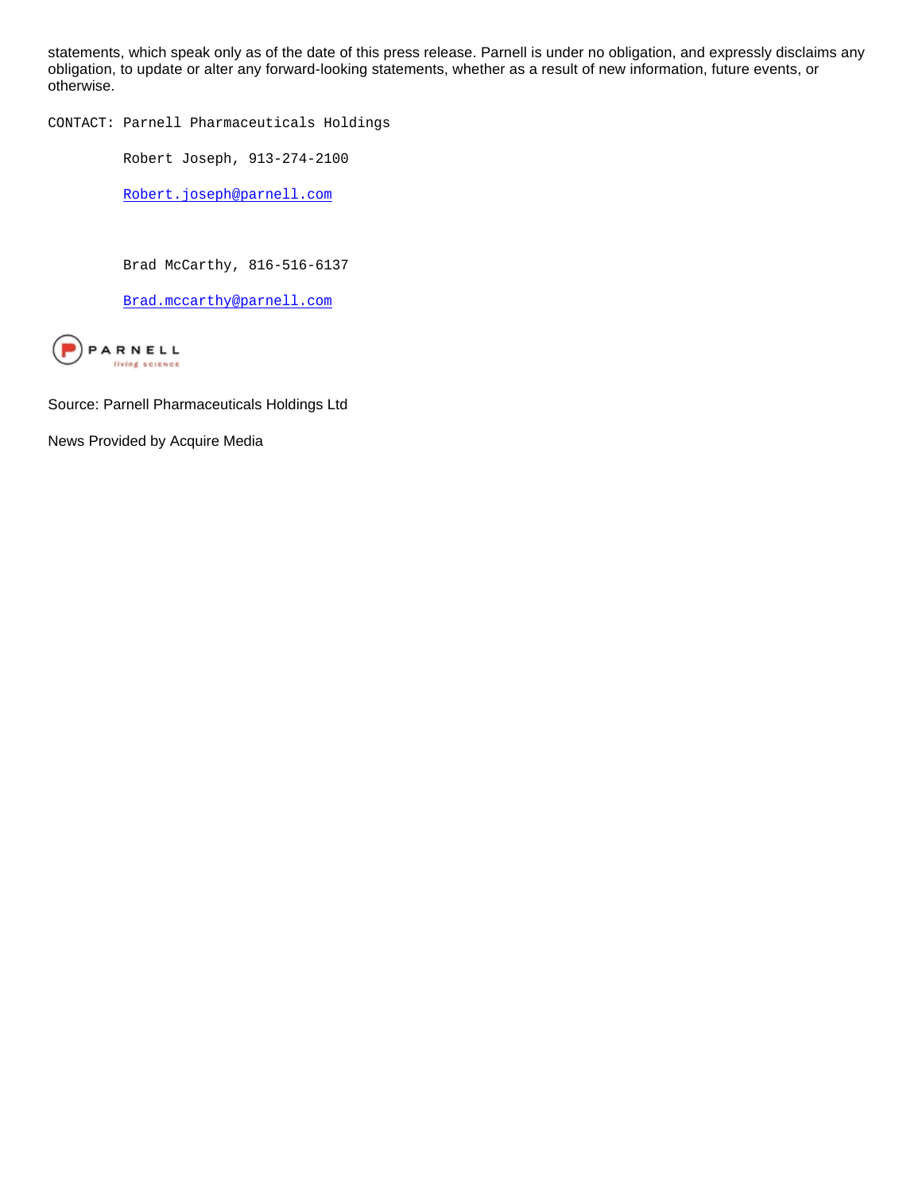statements, which speak only as of the date of this press release. Parnell is under no obligation, and expressly disclaims any obligation, to update or alter any forward-looking statements, whether as a result of new information, future events, or otherwise.

CONTACT: Parnell Pharmaceuticals Holdings

Robert Joseph, 913-274-2100

Robert.joseph@parnell.com

Brad McCarthy, 816-516-6137

Brad.mccarthy@parnell.com

Source: Parnell Pharmaceuticals Holdings Ltd

News Provided by Acquire Media